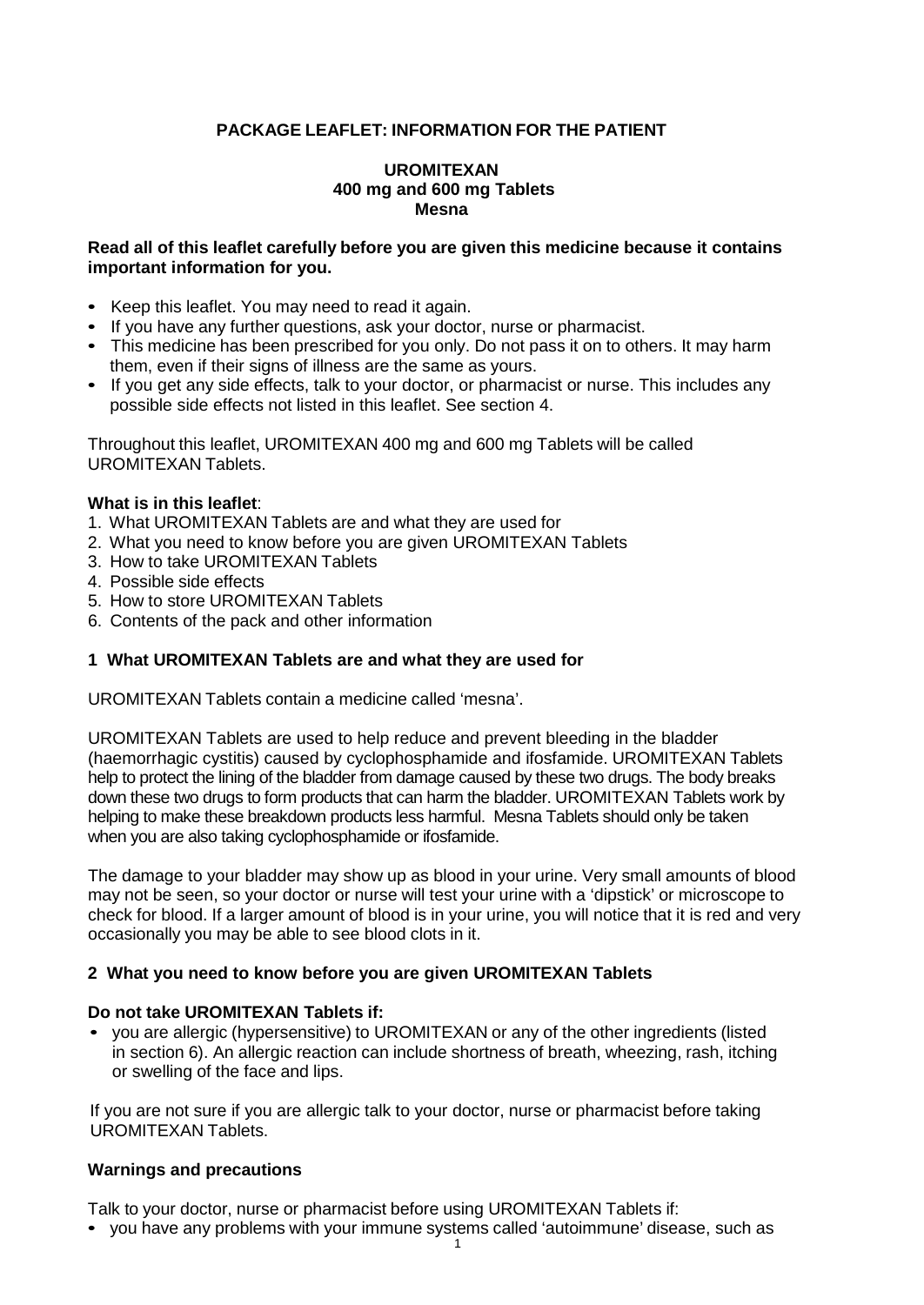**PACKAGE LEAFLET: INFORMATION FOR THE PATIENT**

**UROMITEXAN**
**400 mg and 600 mg Tablets**
**Mesna**

**Read all of this leaflet carefully before you are given this medicine because it contains important information for you.**

- Keep this leaflet. You may need to read it again.
- If you have any further questions, ask your doctor, nurse or pharmacist.
- This medicine has been prescribed for you only. Do not pass it on to others. It may harm them, even if their signs of illness are the same as yours.
- If you get any side effects, talk to your doctor, or pharmacist or nurse. This includes any possible side effects not listed in this leaflet. See section 4.

Throughout this leaflet, UROMITEXAN 400 mg and 600 mg Tablets will be called UROMITEXAN Tablets.

**What is in this leaflet**:

1. What UROMITEXAN Tablets are and what they are used for
2. What you need to know before you are given UROMITEXAN Tablets
3. How to take UROMITEXAN Tablets
4. Possible side effects
5. How to store UROMITEXAN Tablets
6. Contents of the pack and other information

## 1 What UROMITEXAN Tablets are and what they are used for

UROMITEXAN Tablets contain a medicine called 'mesna'.

UROMITEXAN Tablets are used to help reduce and prevent bleeding in the bladder (haemorrhagic cystitis) caused by cyclophosphamide and ifosfamide. UROMITEXAN Tablets help to protect the lining of the bladder from damage caused by these two drugs. The body breaks down these two drugs to form products that can harm the bladder. UROMITEXAN Tablets work by helping to make these breakdown products less harmful. Mesna Tablets should only be taken when you are also taking cyclophosphamide or ifosfamide.

The damage to your bladder may show up as blood in your urine. Very small amounts of blood may not be seen, so your doctor or nurse will test your urine with a 'dipstick' or microscope to check for blood. If a larger amount of blood is in your urine, you will notice that it is red and very occasionally you may be able to see blood clots in it.

## 2 What you need to know before you are given UROMITEXAN Tablets

### Do not take UROMITEXAN Tablets if:

- you are allergic (hypersensitive) to UROMITEXAN or any of the other ingredients (listed in section 6). An allergic reaction can include shortness of breath, wheezing, rash, itching or swelling of the face and lips.

If you are not sure if you are allergic talk to your doctor, nurse or pharmacist before taking UROMITEXAN Tablets.

### Warnings and precautions

Talk to your doctor, nurse or pharmacist before using UROMITEXAN Tablets if:

- you have any problems with your immune systems called 'autoimmune' disease, such as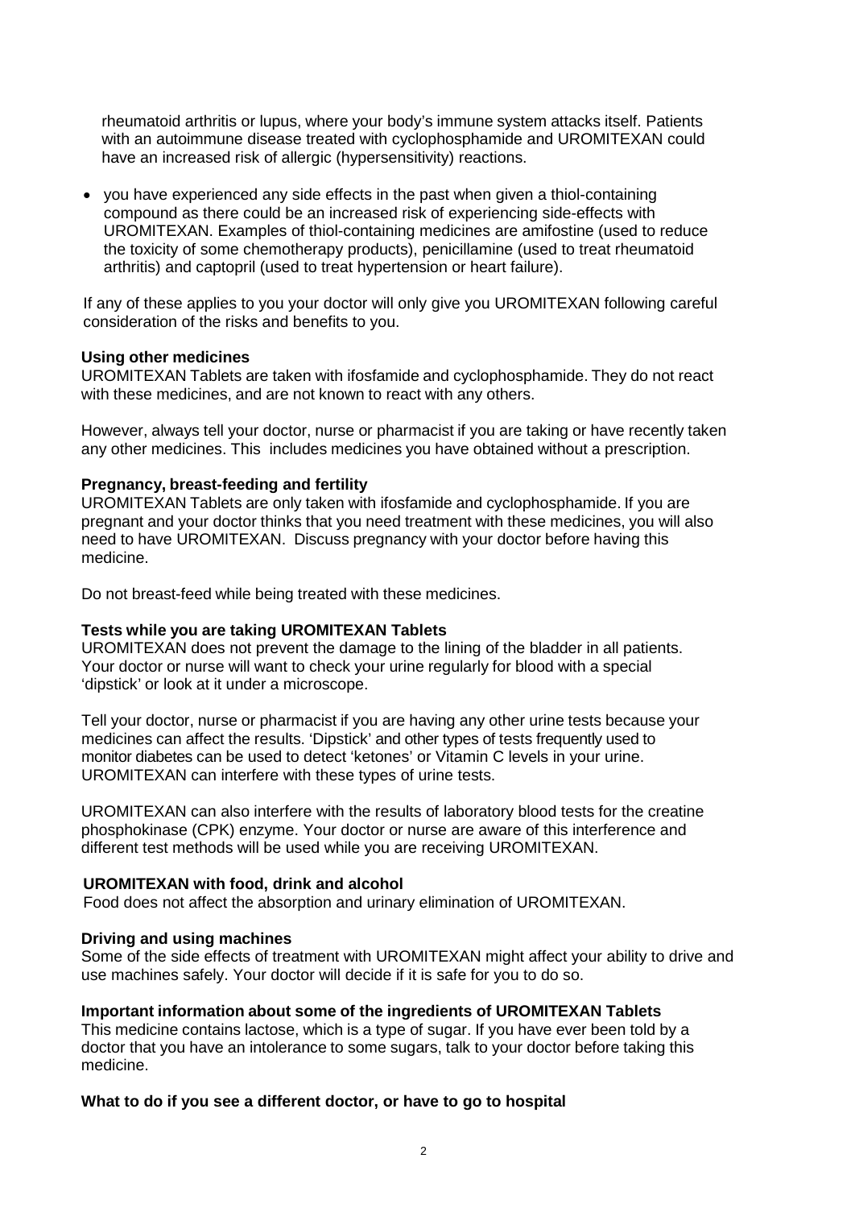rheumatoid arthritis or lupus, where your body's immune system attacks itself. Patients with an autoimmune disease treated with cyclophosphamide and UROMITEXAN could have an increased risk of allergic (hypersensitivity) reactions.

- you have experienced any side effects in the past when given a thiol-containing compound as there could be an increased risk of experiencing side-effects with UROMITEXAN. Examples of thiol-containing medicines are amifostine (used to reduce the toxicity of some chemotherapy products), penicillamine (used to treat rheumatoid arthritis) and captopril (used to treat hypertension or heart failure).

If any of these applies to you your doctor will only give you UROMITEXAN following careful consideration of the risks and benefits to you.

**Using other medicines**

UROMITEXAN Tablets are taken with ifosfamide and cyclophosphamide. They do not react with these medicines, and are not known to react with any others.

However, always tell your doctor, nurse or pharmacist if you are taking or have recently taken any other medicines. This includes medicines you have obtained without a prescription.

**Pregnancy, breast-feeding and fertility**

UROMITEXAN Tablets are only taken with ifosfamide and cyclophosphamide. If you are pregnant and your doctor thinks that you need treatment with these medicines, you will also need to have UROMITEXAN. Discuss pregnancy with your doctor before having this medicine.

Do not breast-feed while being treated with these medicines.

**Tests while you are taking UROMITEXAN Tablets**

UROMITEXAN does not prevent the damage to the lining of the bladder in all patients. Your doctor or nurse will want to check your urine regularly for blood with a special 'dipstick' or look at it under a microscope.

Tell your doctor, nurse or pharmacist if you are having any other urine tests because your medicines can affect the results. 'Dipstick' and other types of tests frequently used to monitor diabetes can be used to detect 'ketones' or Vitamin C levels in your urine. UROMITEXAN can interfere with these types of urine tests.

UROMITEXAN can also interfere with the results of laboratory blood tests for the creatine phosphokinase (CPK) enzyme. Your doctor or nurse are aware of this interference and different test methods will be used while you are receiving UROMITEXAN.

**UROMITEXAN with food, drink and alcohol**

Food does not affect the absorption and urinary elimination of UROMITEXAN.

**Driving and using machines**

Some of the side effects of treatment with UROMITEXAN might affect your ability to drive and use machines safely. Your doctor will decide if it is safe for you to do so.

**Important information about some of the ingredients of UROMITEXAN Tablets**

This medicine contains lactose, which is a type of sugar. If you have ever been told by a doctor that you have an intolerance to some sugars, talk to your doctor before taking this medicine.

**What to do if you see a different doctor, or have to go to hospital**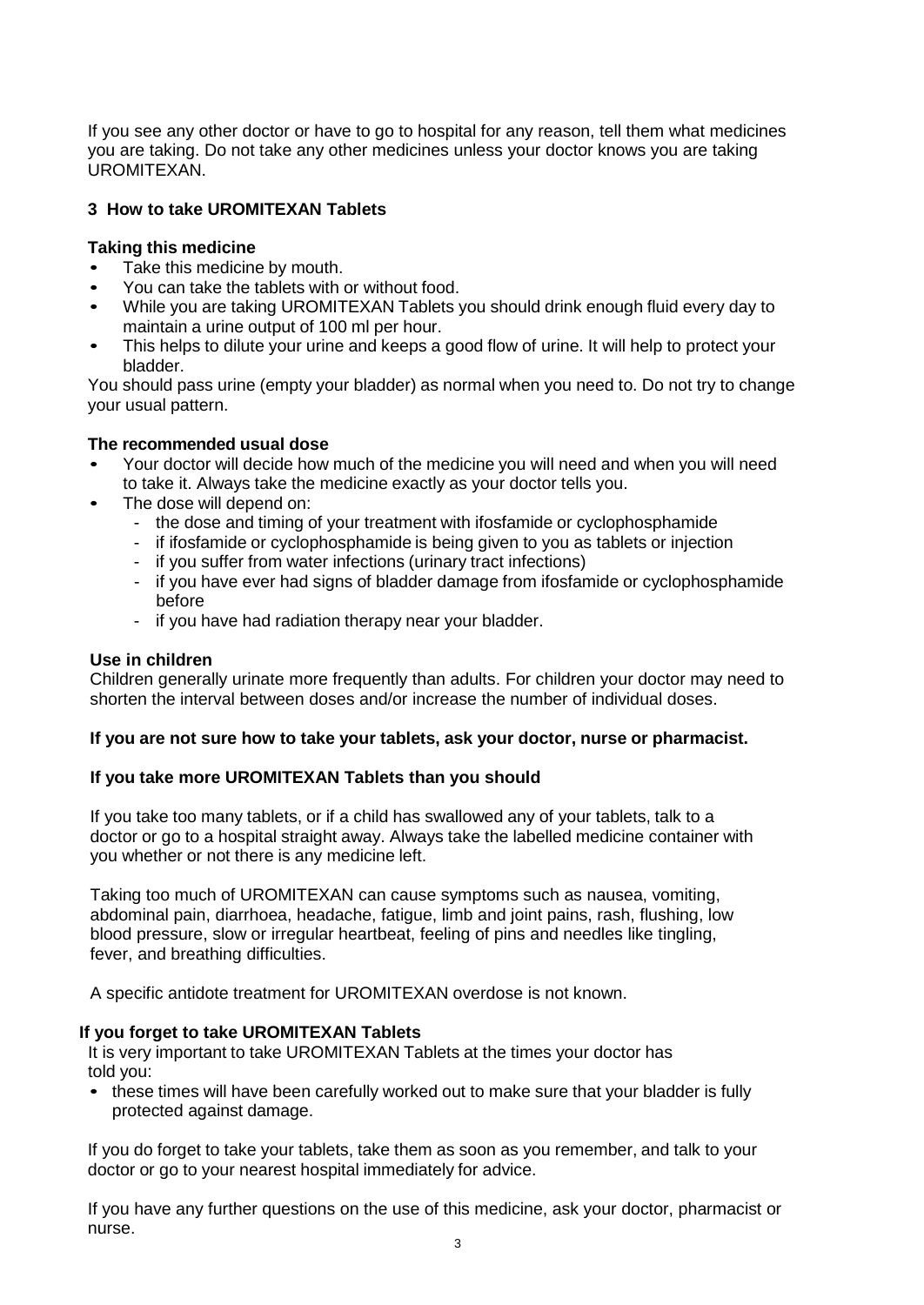If you see any other doctor or have to go to hospital for any reason, tell them what medicines you are taking. Do not take any other medicines unless your doctor knows you are taking UROMITEXAN.

## 3 How to take UROMITEXAN Tablets

### Taking this medicine

- Take this medicine by mouth.
- You can take the tablets with or without food.
- While you are taking UROMITEXAN Tablets you should drink enough fluid every day to maintain a urine output of 100 ml per hour.
- This helps to dilute your urine and keeps a good flow of urine. It will help to protect your bladder.

You should pass urine (empty your bladder) as normal when you need to. Do not try to change your usual pattern.

### The recommended usual dose

- Your doctor will decide how much of the medicine you will need and when you will need to take it. Always take the medicine exactly as your doctor tells you.
- The dose will depend on:
  - the dose and timing of your treatment with ifosfamide or cyclophosphamide
  - if ifosfamide or cyclophosphamide is being given to you as tablets or injection
  - if you suffer from water infections (urinary tract infections)
  - if you have ever had signs of bladder damage from ifosfamide or cyclophosphamide before
  - if you have had radiation therapy near your bladder.

### Use in children

Children generally urinate more frequently than adults. For children your doctor may need to shorten the interval between doses and/or increase the number of individual doses.

**If you are not sure how to take your tablets, ask your doctor, nurse or pharmacist.**

### If you take more UROMITEXAN Tablets than you should

If you take too many tablets, or if a child has swallowed any of your tablets, talk to a doctor or go to a hospital straight away. Always take the labelled medicine container with you whether or not there is any medicine left.

Taking too much of UROMITEXAN can cause symptoms such as nausea, vomiting, abdominal pain, diarrhoea, headache, fatigue, limb and joint pains, rash, flushing, low blood pressure, slow or irregular heartbeat, feeling of pins and needles like tingling, fever, and breathing difficulties.

A specific antidote treatment for UROMITEXAN overdose is not known.

### If you forget to take UROMITEXAN Tablets

It is very important to take UROMITEXAN Tablets at the times your doctor has told you:

- these times will have been carefully worked out to make sure that your bladder is fully protected against damage.

If you do forget to take your tablets, take them as soon as you remember, and talk to your doctor or go to your nearest hospital immediately for advice.

If you have any further questions on the use of this medicine, ask your doctor, pharmacist or nurse.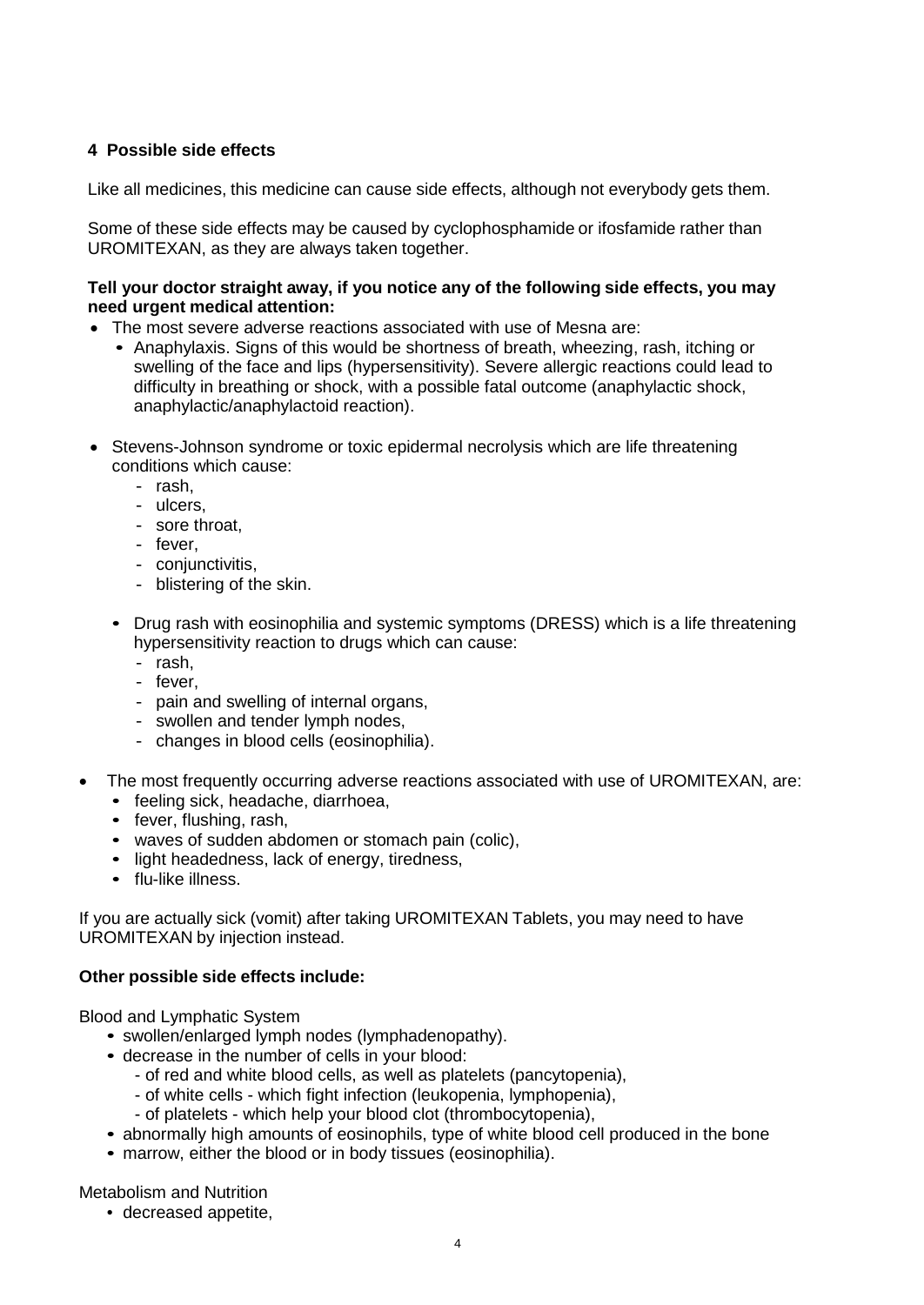## 4 Possible side effects

Like all medicines, this medicine can cause side effects, although not everybody gets them.

Some of these side effects may be caused by cyclophosphamide or ifosfamide rather than UROMITEXAN, as they are always taken together.

**Tell your doctor straight away, if you notice any of the following side effects, you may need urgent medical attention:**

- The most severe adverse reactions associated with use of Mesna are:
  - Anaphylaxis. Signs of this would be shortness of breath, wheezing, rash, itching or swelling of the face and lips (hypersensitivity). Severe allergic reactions could lead to difficulty in breathing or shock, with a possible fatal outcome (anaphylactic shock, anaphylactic/anaphylactoid reaction).
- Stevens-Johnson syndrome or toxic epidermal necrolysis which are life threatening conditions which cause:
  - rash,
  - ulcers,
  - sore throat,
  - fever,
  - conjunctivitis,
  - blistering of the skin.
  - Drug rash with eosinophilia and systemic symptoms (DRESS) which is a life threatening hypersensitivity reaction to drugs which can cause:
    - rash,
    - fever,
    - pain and swelling of internal organs,
    - swollen and tender lymph nodes,
    - changes in blood cells (eosinophilia).
- The most frequently occurring adverse reactions associated with use of UROMITEXAN, are:
  - feeling sick, headache, diarrhoea,
  - fever, flushing, rash,
  - waves of sudden abdomen or stomach pain (colic),
  - light headedness, lack of energy, tiredness,
  - flu-like illness.

If you are actually sick (vomit) after taking UROMITEXAN Tablets, you may need to have UROMITEXAN by injection instead.

**Other possible side effects include:**

Blood and Lymphatic System

- swollen/enlarged lymph nodes (lymphadenopathy).
- decrease in the number of cells in your blood:
  - of red and white blood cells, as well as platelets (pancytopenia),
  - of white cells - which fight infection (leukopenia, lymphopenia),
  - of platelets - which help your blood clot (thrombocytopenia),
- abnormally high amounts of eosinophils, type of white blood cell produced in the bone
- marrow, either the blood or in body tissues (eosinophilia).

Metabolism and Nutrition

- decreased appetite,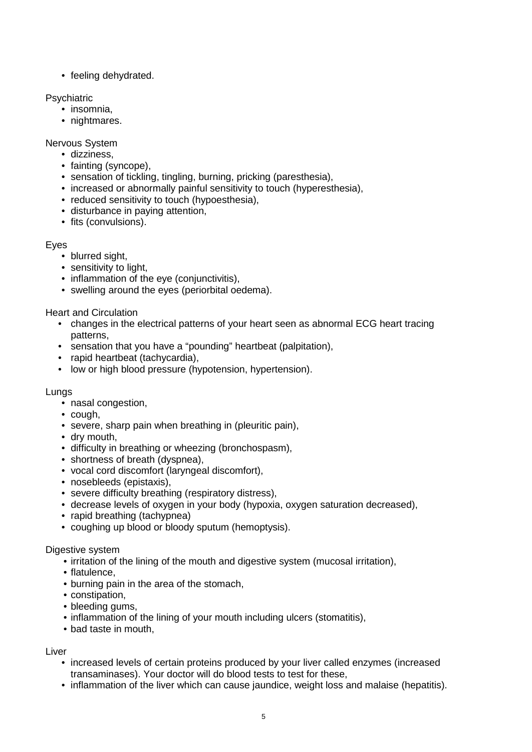- feeling dehydrated.

Psychiatric

- insomnia,
- nightmares.

Nervous System

- dizziness,
- fainting (syncope),
- sensation of tickling, tingling, burning, pricking (paresthesia),
- increased or abnormally painful sensitivity to touch (hyperesthesia),
- reduced sensitivity to touch (hypoesthesia),
- disturbance in paying attention,
- fits (convulsions).

Eyes

- blurred sight,
- sensitivity to light,
- inflammation of the eye (conjunctivitis),
- swelling around the eyes (periorbital oedema).

Heart and Circulation

- changes in the electrical patterns of your heart seen as abnormal ECG heart tracing patterns,
- sensation that you have a "pounding" heartbeat (palpitation),
- rapid heartbeat (tachycardia),
- low or high blood pressure (hypotension, hypertension).

Lungs

- nasal congestion,
- cough,
- severe, sharp pain when breathing in (pleuritic pain),
- dry mouth,
- difficulty in breathing or wheezing (bronchospasm),
- shortness of breath (dyspnea),
- vocal cord discomfort (laryngeal discomfort),
- nosebleeds (epistaxis),
- severe difficulty breathing (respiratory distress),
- decrease levels of oxygen in your body (hypoxia, oxygen saturation decreased),
- rapid breathing (tachypnea)
- coughing up blood or bloody sputum (hemoptysis).

Digestive system

- irritation of the lining of the mouth and digestive system (mucosal irritation),
- flatulence,
- burning pain in the area of the stomach,
- constipation,
- bleeding gums,
- inflammation of the lining of your mouth including ulcers (stomatitis),
- bad taste in mouth,

Liver

- increased levels of certain proteins produced by your liver called enzymes (increased transaminases). Your doctor will do blood tests to test for these,
- inflammation of the liver which can cause jaundice, weight loss and malaise (hepatitis).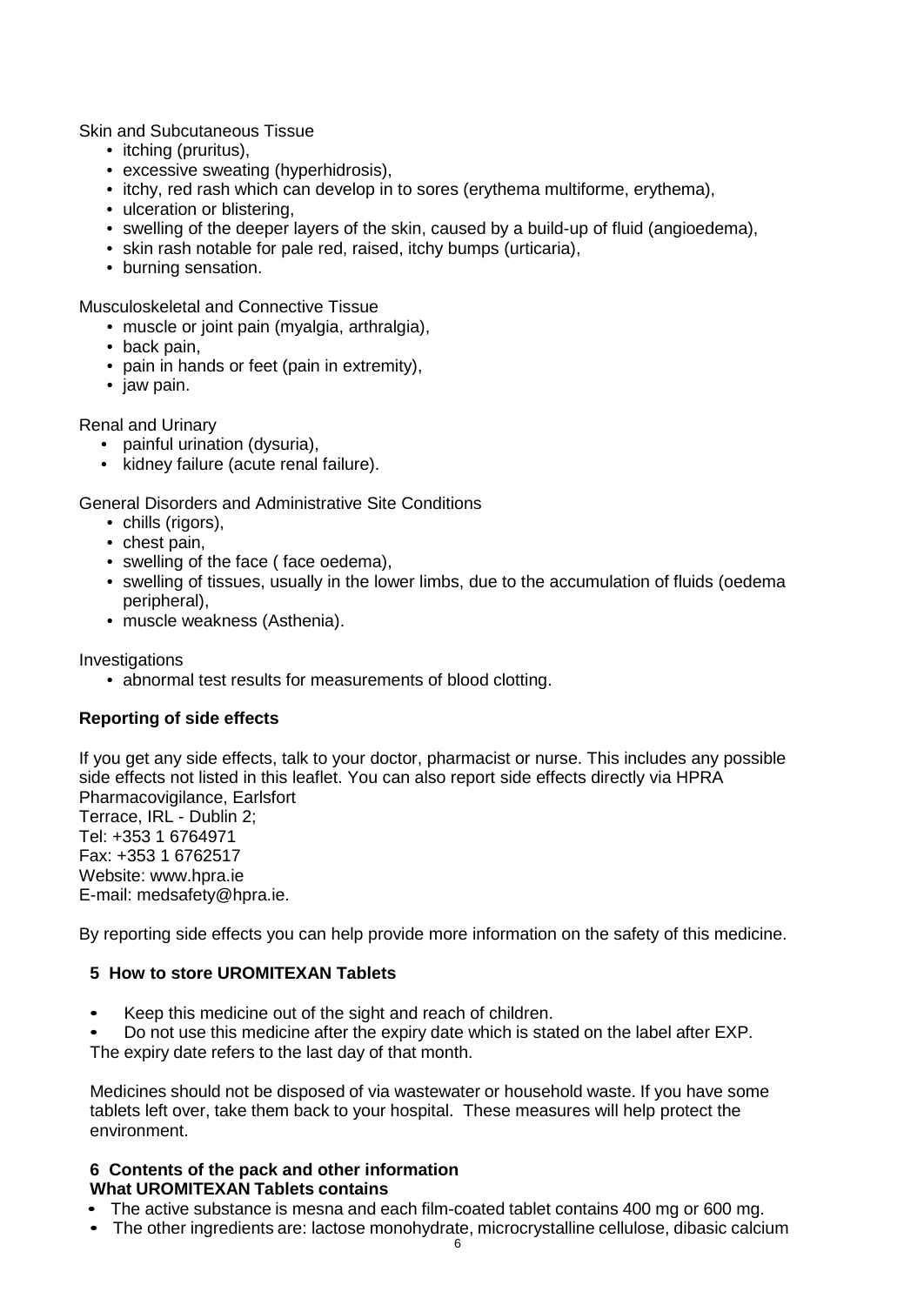Skin and Subcutaneous Tissue

- itching (pruritus),
- excessive sweating (hyperhidrosis),
- itchy, red rash which can develop in to sores (erythema multiforme, erythema),
- ulceration or blistering,
- swelling of the deeper layers of the skin, caused by a build-up of fluid (angioedema),
- skin rash notable for pale red, raised, itchy bumps (urticaria),
- burning sensation.

Musculoskeletal and Connective Tissue

- muscle or joint pain (myalgia, arthralgia),
- back pain,
- pain in hands or feet (pain in extremity),
- jaw pain.

Renal and Urinary

- painful urination (dysuria),
- kidney failure (acute renal failure).

General Disorders and Administrative Site Conditions

- chills (rigors),
- chest pain,
- swelling of the face ( face oedema),
- swelling of tissues, usually in the lower limbs, due to the accumulation of fluids (oedema peripheral),
- muscle weakness (Asthenia).

Investigations

- abnormal test results for measurements of blood clotting.

**Reporting of side effects**

If you get any side effects, talk to your doctor, pharmacist or nurse. This includes any possible side effects not listed in this leaflet. You can also report side effects directly via HPRA Pharmacovigilance, Earlsfort
Terrace, IRL - Dublin 2;
Tel: +353 1 6764971
Fax: +353 1 6762517
Website: www.hpra.ie
E-mail: medsafety@hpra.ie.

By reporting side effects you can help provide more information on the safety of this medicine.

## 5 How to store UROMITEXAN Tablets

- Keep this medicine out of the sight and reach of children.
- Do not use this medicine after the expiry date which is stated on the label after EXP.

The expiry date refers to the last day of that month.

Medicines should not be disposed of via wastewater or household waste. If you have some tablets left over, take them back to your hospital. These measures will help protect the environment.

## 6 Contents of the pack and other information

**What UROMITEXAN Tablets contains**

- The active substance is mesna and each film-coated tablet contains 400 mg or 600 mg.
- The other ingredients are: lactose monohydrate, microcrystalline cellulose, dibasic calcium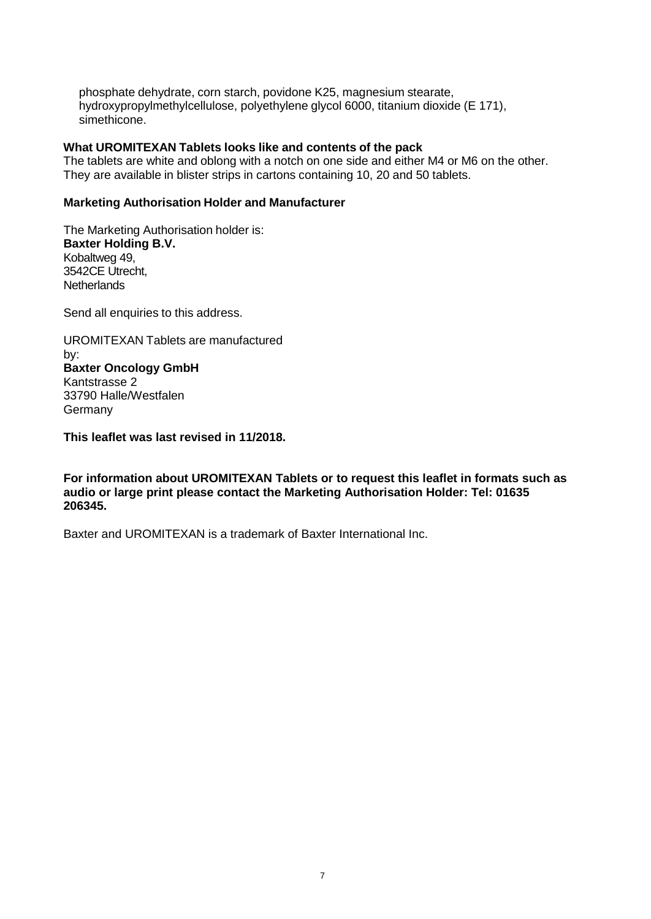phosphate dehydrate, corn starch, povidone K25, magnesium stearate, hydroxypropylmethylcellulose, polyethylene glycol 6000, titanium dioxide (E 171), simethicone.

**What UROMITEXAN Tablets looks like and contents of the pack**

The tablets are white and oblong with a notch on one side and either M4 or M6 on the other. They are available in blister strips in cartons containing 10, 20 and 50 tablets.

**Marketing Authorisation Holder and Manufacturer**

The Marketing Authorisation holder is:
**Baxter Holding B.V.**
Kobaltweg 49,
3542CE Utrecht,
Netherlands

Send all enquiries to this address.

UROMITEXAN Tablets are manufactured by:
**Baxter Oncology GmbH**
Kantstrasse 2
33790 Halle/Westfalen
Germany

**This leaflet was last revised in 11/2018.**

**For information about UROMITEXAN Tablets or to request this leaflet in formats such as audio or large print please contact the Marketing Authorisation Holder: Tel: 01635 206345.**

Baxter and UROMITEXAN is a trademark of Baxter International Inc.